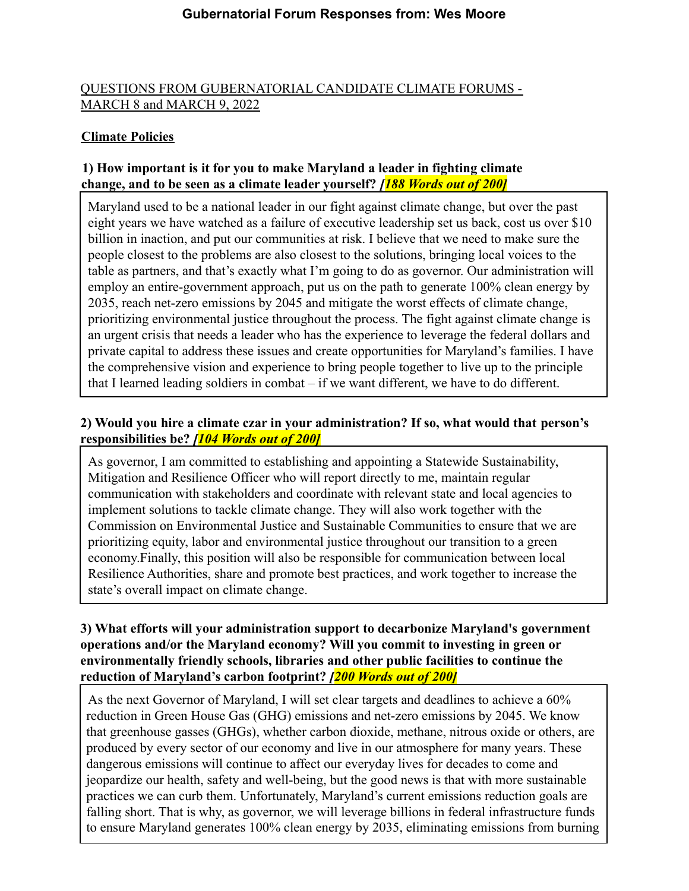**Gubernatorial Forum Responses from: Wes Moore**

QUESTIONS FROM GUBERNATORIAL CANDIDATE CLIMATE FORUMS - MARCH 8 and MARCH 9, 2022

## Climate Policies

### 1) How important is it for you to make Maryland a leader in fighting climate change, and to be seen as a climate leader yourself? *[188 Words out of 200]*

Maryland used to be a national leader in our fight against climate change, but over the past eight years we have watched as a failure of executive leadership set us back, cost us over $10 billion in inaction, and put our communities at risk. I believe that we need to make sure the people closest to the problems are also closest to the solutions, bringing local voices to the table as partners, and that's exactly what I'm going to do as governor. Our administration will employ an entire-government approach, put us on the path to generate 100% clean energy by 2035, reach net-zero emissions by 2045 and mitigate the worst effects of climate change, prioritizing environmental justice throughout the process. The fight against climate change is an urgent crisis that needs a leader who has the experience to leverage the federal dollars and private capital to address these issues and create opportunities for Maryland's families. I have the comprehensive vision and experience to bring people together to live up to the principle that I learned leading soldiers in combat – if we want different, we have to do different.

### 2) Would you hire a climate czar in your administration? If so, what would that person's responsibilities be? *[104 Words out of 200]*

As governor, I am committed to establishing and appointing a Statewide Sustainability, Mitigation and Resilience Officer who will report directly to me, maintain regular communication with stakeholders and coordinate with relevant state and local agencies to implement solutions to tackle climate change. They will also work together with the Commission on Environmental Justice and Sustainable Communities to ensure that we are prioritizing equity, labor and environmental justice throughout our transition to a green economy.Finally, this position will also be responsible for communication between local Resilience Authorities, share and promote best practices, and work together to increase the state's overall impact on climate change.

### 3) What efforts will your administration support to decarbonize Maryland's government operations and/or the Maryland economy? Will you commit to investing in green or environmentally friendly schools, libraries and other public facilities to continue the reduction of Maryland's carbon footprint? *[200 Words out of 200]*

As the next Governor of Maryland, I will set clear targets and deadlines to achieve a 60% reduction in Green House Gas (GHG) emissions and net-zero emissions by 2045. We know that greenhouse gasses (GHGs), whether carbon dioxide, methane, nitrous oxide or others, are produced by every sector of our economy and live in our atmosphere for many years. These dangerous emissions will continue to affect our everyday lives for decades to come and jeopardize our health, safety and well-being, but the good news is that with more sustainable practices we can curb them. Unfortunately, Maryland's current emissions reduction goals are falling short. That is why, as governor, we will leverage billions in federal infrastructure funds to ensure Maryland generates 100% clean energy by 2035, eliminating emissions from burning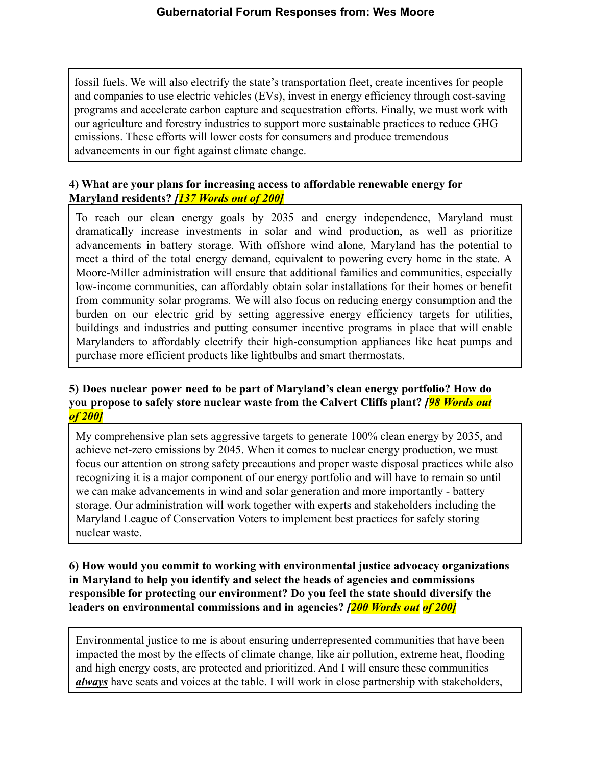fossil fuels. We will also electrify the state's transportation fleet, create incentives for people and companies to use electric vehicles (EVs), invest in energy efficiency through cost-saving programs and accelerate carbon capture and sequestration efforts. Finally, we must work with our agriculture and forestry industries to support more sustainable practices to reduce GHG emissions. These efforts will lower costs for consumers and produce tremendous advancements in our fight against climate change.

**4) What are your plans for increasing access to affordable renewable energy for Maryland residents?** ***[137 Words out of 200]***

To reach our clean energy goals by 2035 and energy independence, Maryland must dramatically increase investments in solar and wind production, as well as prioritize advancements in battery storage. With offshore wind alone, Maryland has the potential to meet a third of the total energy demand, equivalent to powering every home in the state. A Moore-Miller administration will ensure that additional families and communities, especially low-income communities, can affordably obtain solar installations for their homes or benefit from community solar programs. We will also focus on reducing energy consumption and the burden on our electric grid by setting aggressive energy efficiency targets for utilities, buildings and industries and putting consumer incentive programs in place that will enable Marylanders to affordably electrify their high-consumption appliances like heat pumps and purchase more efficient products like lightbulbs and smart thermostats.

**5) Does nuclear power need to be part of Maryland's clean energy portfolio? How do you propose to safely store nuclear waste from the Calvert Cliffs plant?** ***[98 Words out of 200]***

My comprehensive plan sets aggressive targets to generate 100% clean energy by 2035, and achieve net-zero emissions by 2045. When it comes to nuclear energy production, we must focus our attention on strong safety precautions and proper waste disposal practices while also recognizing it is a major component of our energy portfolio and will have to remain so until we can make advancements in wind and solar generation and more importantly - battery storage. Our administration will work together with experts and stakeholders including the Maryland League of Conservation Voters to implement best practices for safely storing nuclear waste.

**6) How would you commit to working with environmental justice advocacy organizations in Maryland to help you identify and select the heads of agencies and commissions responsible for protecting our environment? Do you feel the state should diversify the leaders on environmental commissions and in agencies?** ***[200 Words out of 200]***

Environmental justice to me is about ensuring underrepresented communities that have been impacted the most by the effects of climate change, like air pollution, extreme heat, flooding and high energy costs, are protected and prioritized. And I will ensure these communities ***always*** have seats and voices at the table. I will work in close partnership with stakeholders,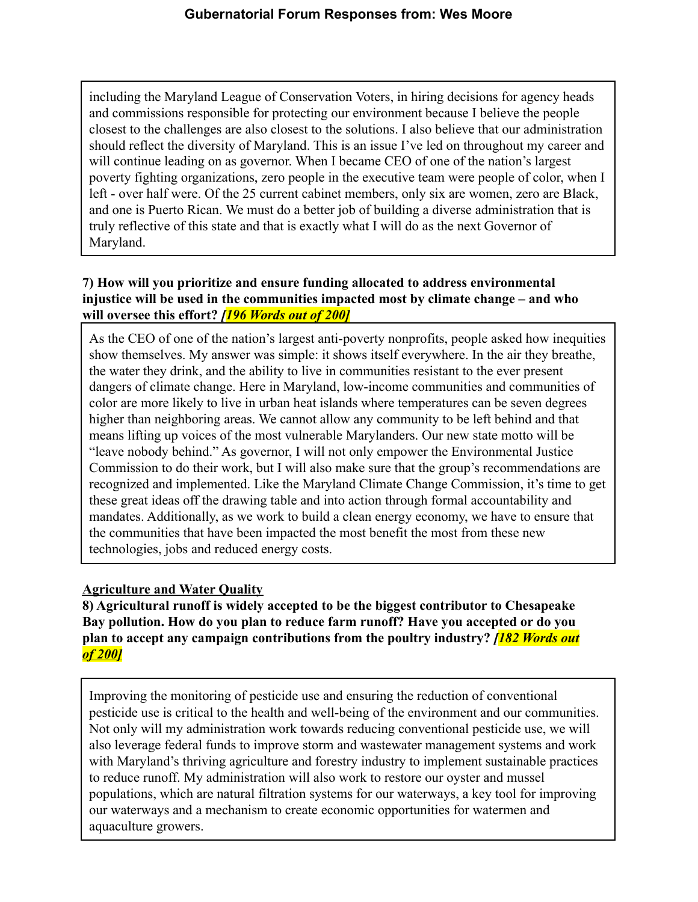including the Maryland League of Conservation Voters, in hiring decisions for agency heads and commissions responsible for protecting our environment because I believe the people closest to the challenges are also closest to the solutions. I also believe that our administration should reflect the diversity of Maryland. This is an issue I've led on throughout my career and will continue leading on as governor. When I became CEO of one of the nation's largest poverty fighting organizations, zero people in the executive team were people of color, when I left - over half were. Of the 25 current cabinet members, only six are women, zero are Black, and one is Puerto Rican. We must do a better job of building a diverse administration that is truly reflective of this state and that is exactly what I will do as the next Governor of Maryland.

**7) How will you prioritize and ensure funding allocated to address environmental injustice will be used in the communities impacted most by climate change – and who will oversee this effort?** ***[196 Words out of 200]***

As the CEO of one of the nation's largest anti-poverty nonprofits, people asked how inequities show themselves. My answer was simple: it shows itself everywhere. In the air they breathe, the water they drink, and the ability to live in communities resistant to the ever present dangers of climate change. Here in Maryland, low-income communities and communities of color are more likely to live in urban heat islands where temperatures can be seven degrees higher than neighboring areas. We cannot allow any community to be left behind and that means lifting up voices of the most vulnerable Marylanders. Our new state motto will be "leave nobody behind." As governor, I will not only empower the Environmental Justice Commission to do their work, but I will also make sure that the group's recommendations are recognized and implemented. Like the Maryland Climate Change Commission, it's time to get these great ideas off the drawing table and into action through formal accountability and mandates. Additionally, as we work to build a clean energy economy, we have to ensure that the communities that have been impacted the most benefit the most from these new technologies, jobs and reduced energy costs.

## Agriculture and Water Quality

**8) Agricultural runoff is widely accepted to be the biggest contributor to Chesapeake Bay pollution. How do you plan to reduce farm runoff? Have you accepted or do you plan to accept any campaign contributions from the poultry industry?** ***[182 Words out of 200]***

Improving the monitoring of pesticide use and ensuring the reduction of conventional pesticide use is critical to the health and well-being of the environment and our communities. Not only will my administration work towards reducing conventional pesticide use, we will also leverage federal funds to improve storm and wastewater management systems and work with Maryland's thriving agriculture and forestry industry to implement sustainable practices to reduce runoff. My administration will also work to restore our oyster and mussel populations, which are natural filtration systems for our waterways, a key tool for improving our waterways and a mechanism to create economic opportunities for watermen and aquaculture growers.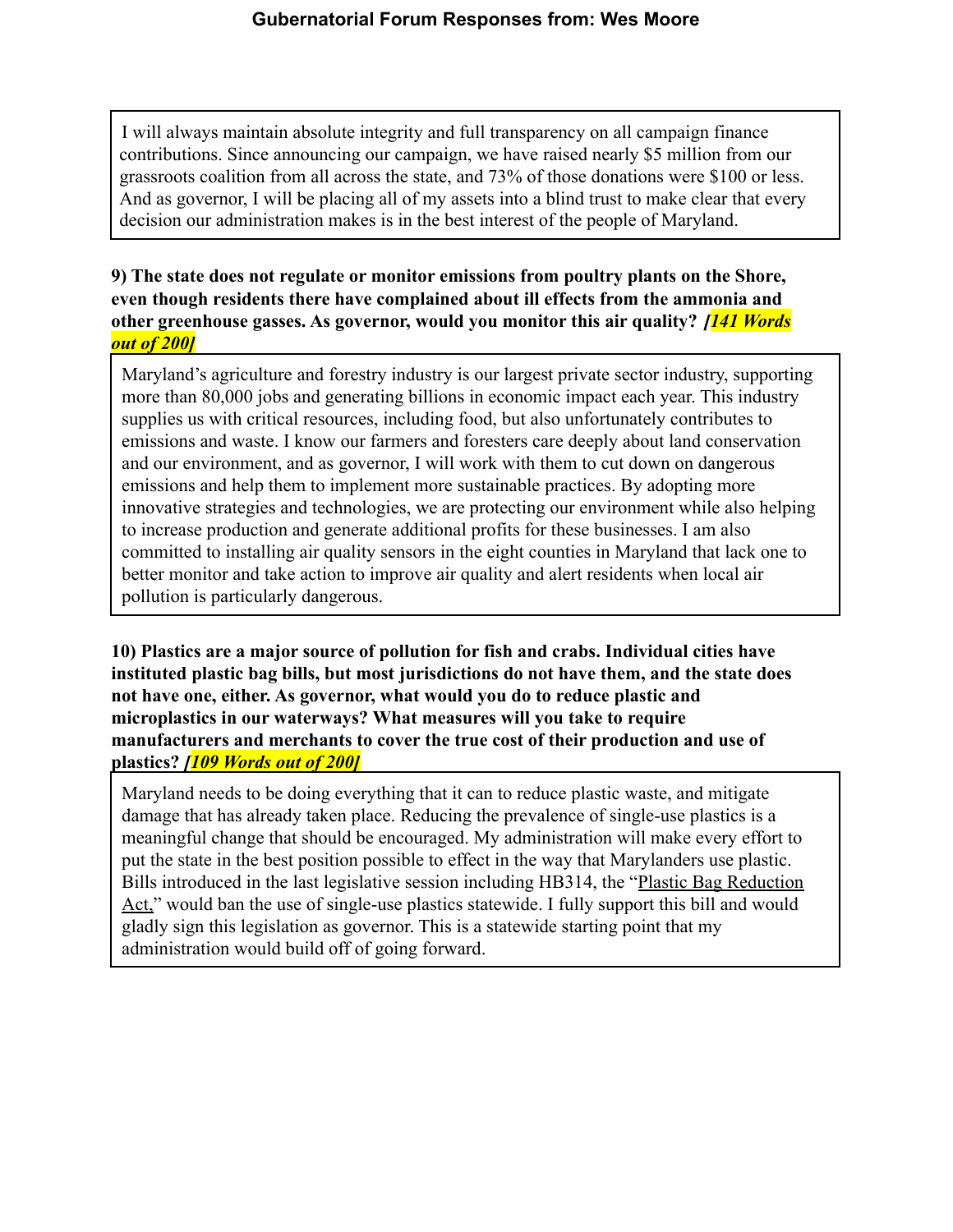**Gubernatorial Forum Responses from: Wes Moore**

I will always maintain absolute integrity and full transparency on all campaign finance contributions. Since announcing our campaign, we have raised nearly $5 million from our grassroots coalition from all across the state, and 73% of those donations were $100 or less. And as governor, I will be placing all of my assets into a blind trust to make clear that every decision our administration makes is in the best interest of the people of Maryland.

**9) The state does not regulate or monitor emissions from poultry plants on the Shore, even though residents there have complained about ill effects from the ammonia and other greenhouse gasses. As governor, would you monitor this air quality?** ***[141 Words out of 200]***

Maryland's agriculture and forestry industry is our largest private sector industry, supporting more than 80,000 jobs and generating billions in economic impact each year. This industry supplies us with critical resources, including food, but also unfortunately contributes to emissions and waste. I know our farmers and foresters care deeply about land conservation and our environment, and as governor, I will work with them to cut down on dangerous emissions and help them to implement more sustainable practices. By adopting more innovative strategies and technologies, we are protecting our environment while also helping to increase production and generate additional profits for these businesses. I am also committed to installing air quality sensors in the eight counties in Maryland that lack one to better monitor and take action to improve air quality and alert residents when local air pollution is particularly dangerous.

**10) Plastics are a major source of pollution for fish and crabs. Individual cities have instituted plastic bag bills, but most jurisdictions do not have them, and the state does not have one, either. As governor, what would you do to reduce plastic and microplastics in our waterways? What measures will you take to require manufacturers and merchants to cover the true cost of their production and use of plastics?** ***[109 Words out of 200]***

Maryland needs to be doing everything that it can to reduce plastic waste, and mitigate damage that has already taken place. Reducing the prevalence of single-use plastics is a meaningful change that should be encouraged. My administration will make every effort to put the state in the best position possible to effect in the way that Marylanders use plastic. Bills introduced in the last legislative session including HB314, the "Plastic Bag Reduction Act," would ban the use of single-use plastics statewide. I fully support this bill and would gladly sign this legislation as governor. This is a statewide starting point that my administration would build off of going forward.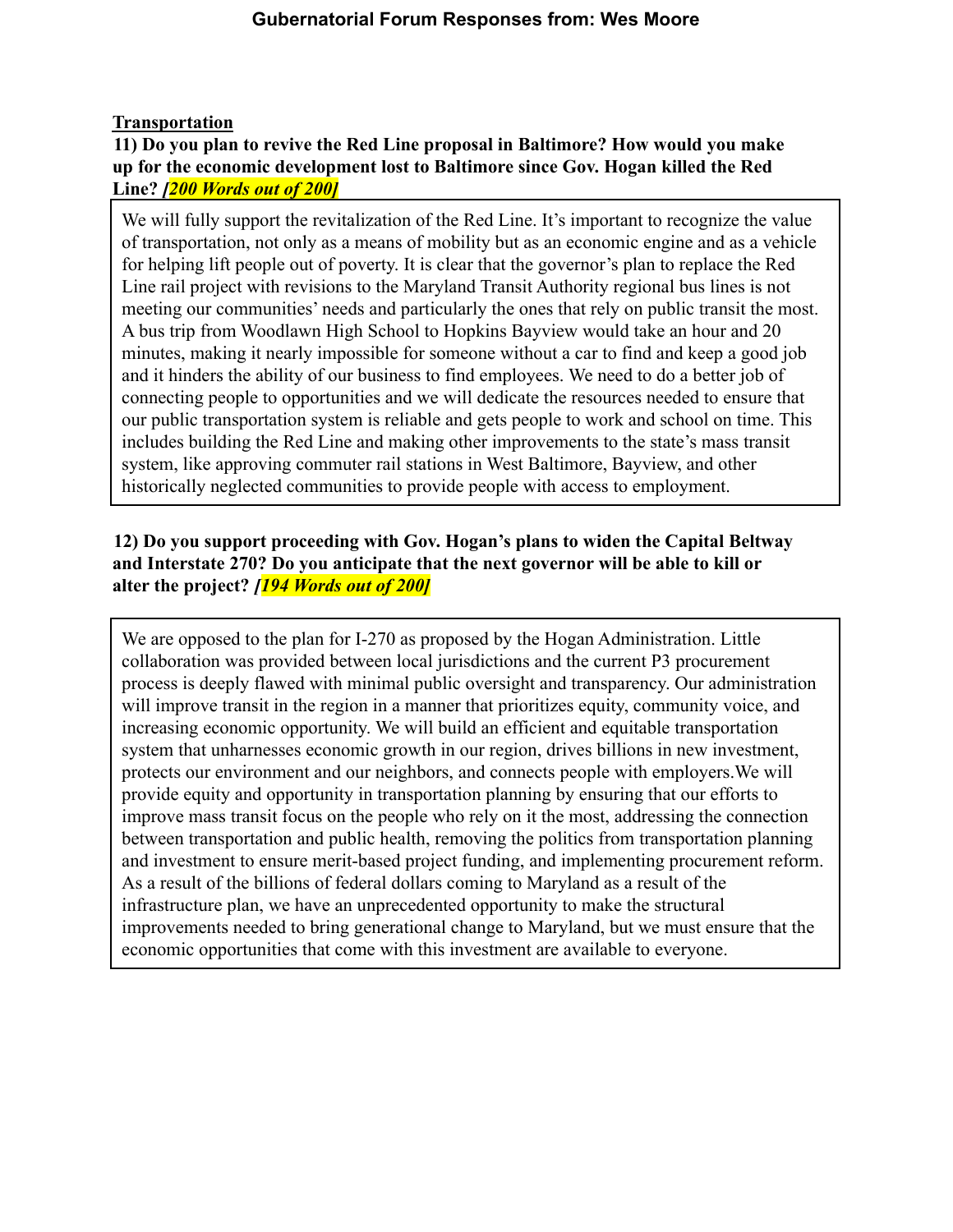# Gubernatorial Forum Responses from: Wes Moore

## Transportation

**11) Do you plan to revive the Red Line proposal in Baltimore? How would you make up for the economic development lost to Baltimore since Gov. Hogan killed the Red Line?** ***[200 Words out of 200]***

We will fully support the revitalization of the Red Line. It's important to recognize the value of transportation, not only as a means of mobility but as an economic engine and as a vehicle for helping lift people out of poverty. It is clear that the governor's plan to replace the Red Line rail project with revisions to the Maryland Transit Authority regional bus lines is not meeting our communities' needs and particularly the ones that rely on public transit the most. A bus trip from Woodlawn High School to Hopkins Bayview would take an hour and 20 minutes, making it nearly impossible for someone without a car to find and keep a good job and it hinders the ability of our business to find employees. We need to do a better job of connecting people to opportunities and we will dedicate the resources needed to ensure that our public transportation system is reliable and gets people to work and school on time. This includes building the Red Line and making other improvements to the state's mass transit system, like approving commuter rail stations in West Baltimore, Bayview, and other historically neglected communities to provide people with access to employment.

**12) Do you support proceeding with Gov. Hogan's plans to widen the Capital Beltway and Interstate 270? Do you anticipate that the next governor will be able to kill or alter the project?** ***[194 Words out of 200]***

We are opposed to the plan for I-270 as proposed by the Hogan Administration. Little collaboration was provided between local jurisdictions and the current P3 procurement process is deeply flawed with minimal public oversight and transparency. Our administration will improve transit in the region in a manner that prioritizes equity, community voice, and increasing economic opportunity. We will build an efficient and equitable transportation system that unharnesses economic growth in our region, drives billions in new investment, protects our environment and our neighbors, and connects people with employers.We will provide equity and opportunity in transportation planning by ensuring that our efforts to improve mass transit focus on the people who rely on it the most, addressing the connection between transportation and public health, removing the politics from transportation planning and investment to ensure merit-based project funding, and implementing procurement reform. As a result of the billions of federal dollars coming to Maryland as a result of the infrastructure plan, we have an unprecedented opportunity to make the structural improvements needed to bring generational change to Maryland, but we must ensure that the economic opportunities that come with this investment are available to everyone.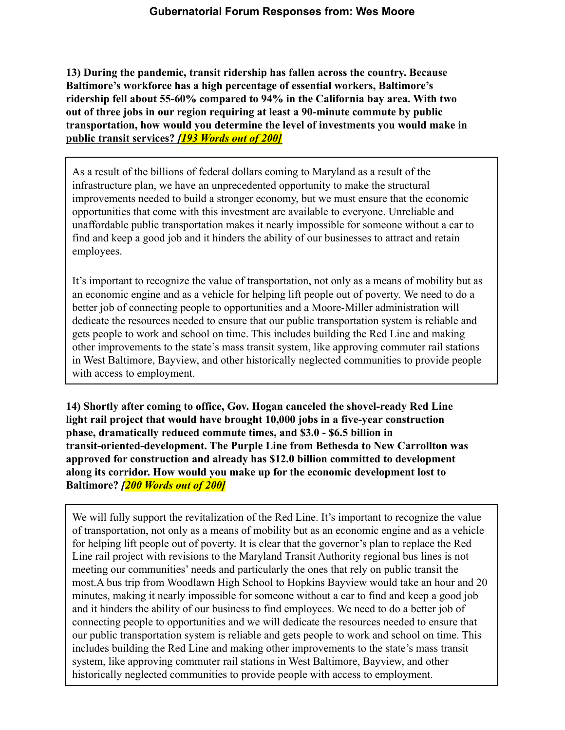# Gubernatorial Forum Responses from: Wes Moore

**13) During the pandemic, transit ridership has fallen across the country. Because Baltimore's workforce has a high percentage of essential workers, Baltimore's ridership fell about 55-60% compared to 94% in the California bay area. With two out of three jobs in our region requiring at least a 90-minute commute by public transportation, how would you determine the level of investments you would make in public transit services?** ***[193 Words out of 200]***

> As a result of the billions of federal dollars coming to Maryland as a result of the infrastructure plan, we have an unprecedented opportunity to make the structural improvements needed to build a stronger economy, but we must ensure that the economic opportunities that come with this investment are available to everyone. Unreliable and unaffordable public transportation makes it nearly impossible for someone without a car to find and keep a good job and it hinders the ability of our businesses to attract and retain employees.
>
> It's important to recognize the value of transportation, not only as a means of mobility but as an economic engine and as a vehicle for helping lift people out of poverty. We need to do a better job of connecting people to opportunities and a Moore-Miller administration will dedicate the resources needed to ensure that our public transportation system is reliable and gets people to work and school on time. This includes building the Red Line and making other improvements to the state's mass transit system, like approving commuter rail stations in West Baltimore, Bayview, and other historically neglected communities to provide people with access to employment.

**14) Shortly after coming to office, Gov. Hogan canceled the shovel-ready Red Line light rail project that would have brought 10,000 jobs in a five-year construction phase, dramatically reduced commute times, and $3.0 - $6.5 billion in transit-oriented-development. The Purple Line from Bethesda to New Carrollton was approved for construction and already has $12.0 billion committed to development along its corridor. How would you make up for the economic development lost to Baltimore?** ***[200 Words out of 200]***

> We will fully support the revitalization of the Red Line. It's important to recognize the value of transportation, not only as a means of mobility but as an economic engine and as a vehicle for helping lift people out of poverty. It is clear that the governor's plan to replace the Red Line rail project with revisions to the Maryland Transit Authority regional bus lines is not meeting our communities' needs and particularly the ones that rely on public transit the most.A bus trip from Woodlawn High School to Hopkins Bayview would take an hour and 20 minutes, making it nearly impossible for someone without a car to find and keep a good job and it hinders the ability of our business to find employees. We need to do a better job of connecting people to opportunities and we will dedicate the resources needed to ensure that our public transportation system is reliable and gets people to work and school on time. This includes building the Red Line and making other improvements to the state's mass transit system, like approving commuter rail stations in West Baltimore, Bayview, and other historically neglected communities to provide people with access to employment.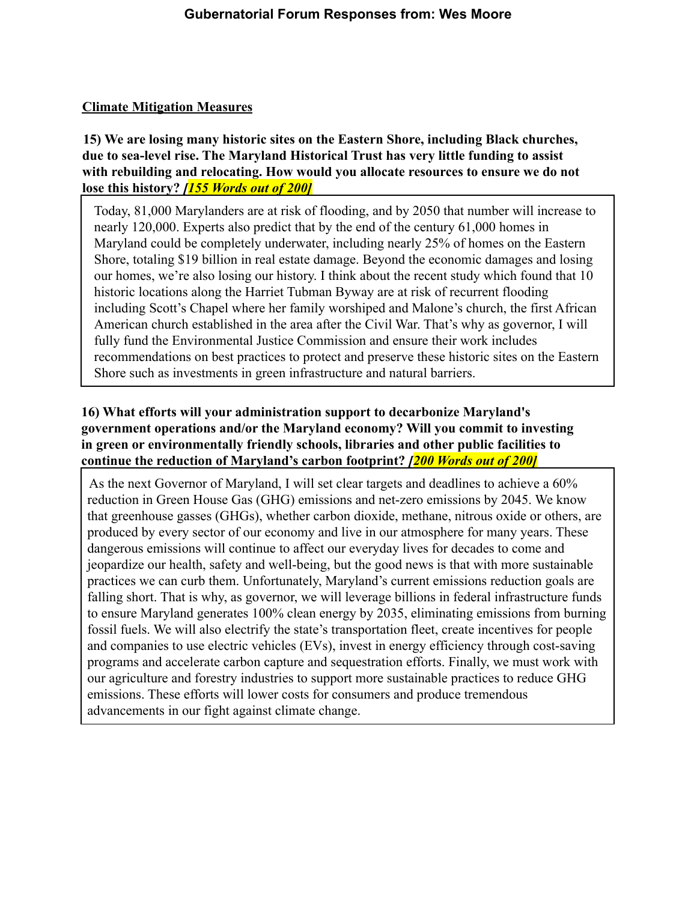**Gubernatorial Forum Responses from: Wes Moore**

## Climate Mitigation Measures

**15) We are losing many historic sites on the Eastern Shore, including Black churches, due to sea-level rise. The Maryland Historical Trust has very little funding to assist with rebuilding and relocating. How would you allocate resources to ensure we do not lose this history?** ***[155 Words out of 200]***

Today, 81,000 Marylanders are at risk of flooding, and by 2050 that number will increase to nearly 120,000. Experts also predict that by the end of the century 61,000 homes in Maryland could be completely underwater, including nearly 25% of homes on the Eastern Shore, totaling $19 billion in real estate damage. Beyond the economic damages and losing our homes, we're also losing our history. I think about the recent study which found that 10 historic locations along the Harriet Tubman Byway are at risk of recurrent flooding including Scott's Chapel where her family worshiped and Malone's church, the first African American church established in the area after the Civil War. That's why as governor, I will fully fund the Environmental Justice Commission and ensure their work includes recommendations on best practices to protect and preserve these historic sites on the Eastern Shore such as investments in green infrastructure and natural barriers.

**16) What efforts will your administration support to decarbonize Maryland's government operations and/or the Maryland economy? Will you commit to investing in green or environmentally friendly schools, libraries and other public facilities to continue the reduction of Maryland's carbon footprint?** ***[200 Words out of 200]***

As the next Governor of Maryland, I will set clear targets and deadlines to achieve a 60% reduction in Green House Gas (GHG) emissions and net-zero emissions by 2045. We know that greenhouse gasses (GHGs), whether carbon dioxide, methane, nitrous oxide or others, are produced by every sector of our economy and live in our atmosphere for many years. These dangerous emissions will continue to affect our everyday lives for decades to come and jeopardize our health, safety and well-being, but the good news is that with more sustainable practices we can curb them. Unfortunately, Maryland's current emissions reduction goals are falling short. That is why, as governor, we will leverage billions in federal infrastructure funds to ensure Maryland generates 100% clean energy by 2035, eliminating emissions from burning fossil fuels. We will also electrify the state's transportation fleet, create incentives for people and companies to use electric vehicles (EVs), invest in energy efficiency through cost-saving programs and accelerate carbon capture and sequestration efforts. Finally, we must work with our agriculture and forestry industries to support more sustainable practices to reduce GHG emissions. These efforts will lower costs for consumers and produce tremendous advancements in our fight against climate change.